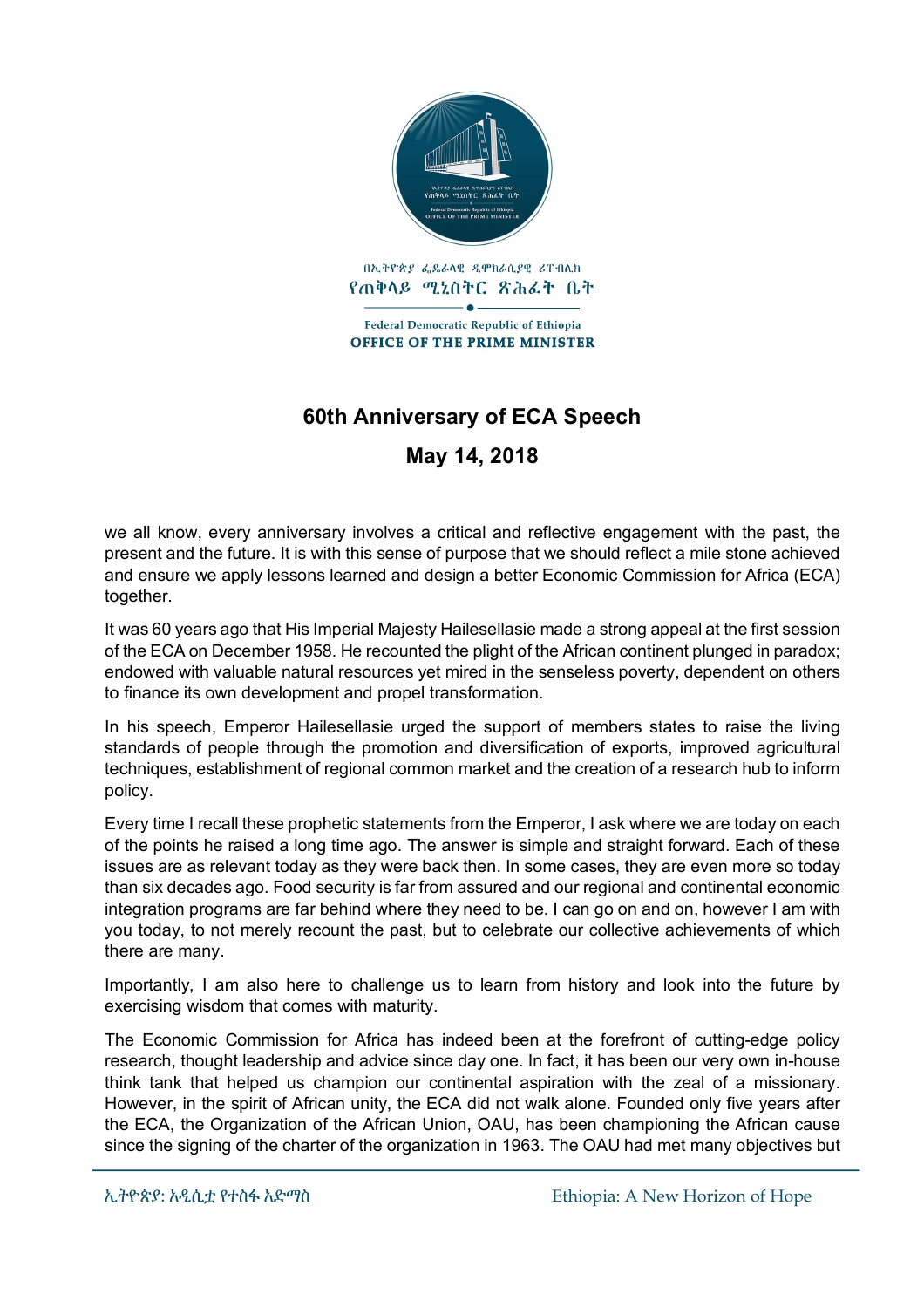በኢትዮጵያ ፌደራላዊ ዲሞክራሲያዊ ሪፐብሊክ
የጠቅላይ ሚኒስትር ጽሕፈት ቤት

Federal Democratic Republic of Ethiopia
OFFICE OF THE PRIME MINISTER

# 60th Anniversary of ECA Speech

## May 14, 2018

we all know, every anniversary involves a critical and reflective engagement with the past, the present and the future. It is with this sense of purpose that we should reflect a mile stone achieved and ensure we apply lessons learned and design a better Economic Commission for Africa (ECA) together.

It was 60 years ago that His Imperial Majesty Hailesellasie made a strong appeal at the first session of the ECA on December 1958. He recounted the plight of the African continent plunged in paradox; endowed with valuable natural resources yet mired in the senseless poverty, dependent on others to finance its own development and propel transformation.

In his speech, Emperor Hailesellasie urged the support of members states to raise the living standards of people through the promotion and diversification of exports, improved agricultural techniques, establishment of regional common market and the creation of a research hub to inform policy.

Every time I recall these prophetic statements from the Emperor, I ask where we are today on each of the points he raised a long time ago. The answer is simple and straight forward. Each of these issues are as relevant today as they were back then. In some cases, they are even more so today than six decades ago. Food security is far from assured and our regional and continental economic integration programs are far behind where they need to be. I can go on and on, however I am with you today, to not merely recount the past, but to celebrate our collective achievements of which there are many.

Importantly, I am also here to challenge us to learn from history and look into the future by exercising wisdom that comes with maturity.

The Economic Commission for Africa has indeed been at the forefront of cutting-edge policy research, thought leadership and advice since day one. In fact, it has been our very own in-house think tank that helped us champion our continental aspiration with the zeal of a missionary. However, in the spirit of African unity, the ECA did not walk alone. Founded only five years after the ECA, the Organization of the African Union, OAU, has been championing the African cause since the signing of the charter of the organization in 1963. The OAU had met many objectives but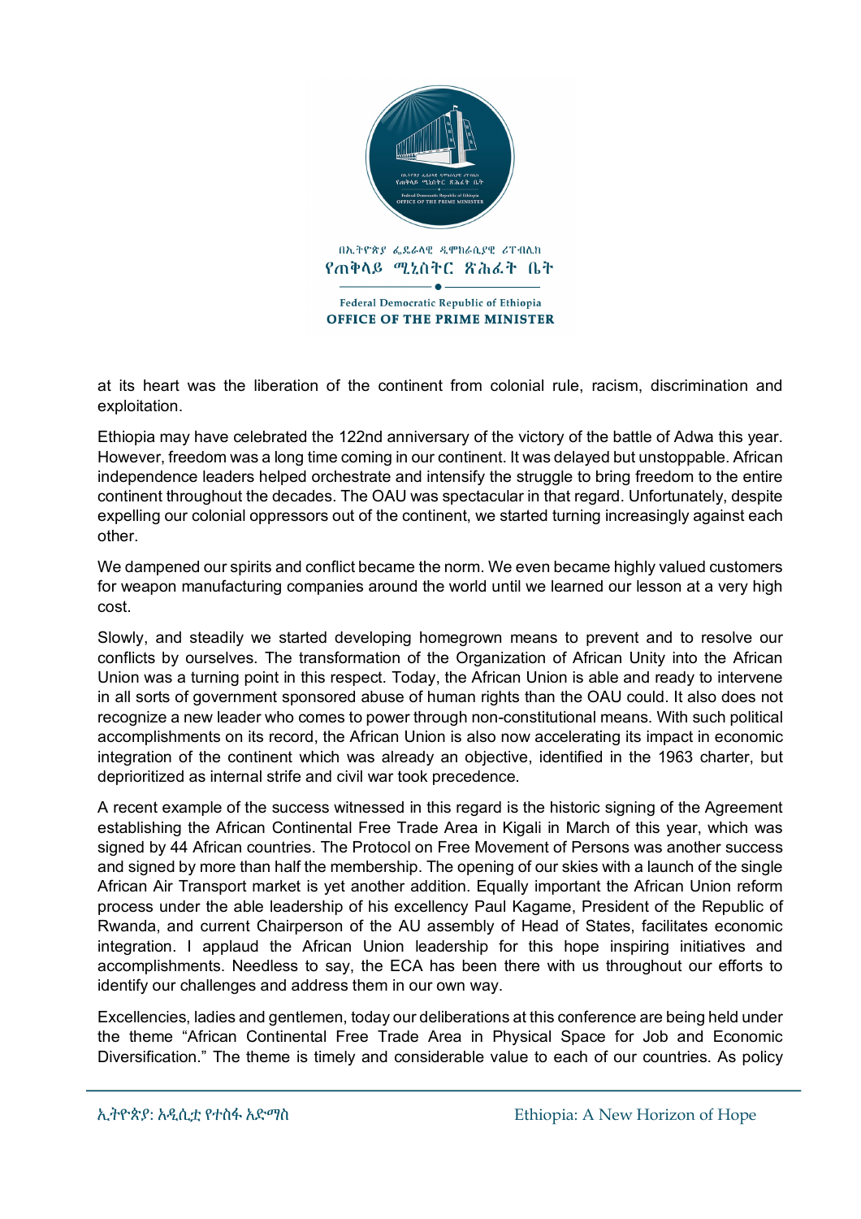at its heart was the liberation of the continent from colonial rule, racism, discrimination and exploitation.

Ethiopia may have celebrated the 122nd anniversary of the victory of the battle of Adwa this year. However, freedom was a long time coming in our continent. It was delayed but unstoppable. African independence leaders helped orchestrate and intensify the struggle to bring freedom to the entire continent throughout the decades. The OAU was spectacular in that regard. Unfortunately, despite expelling our colonial oppressors out of the continent, we started turning increasingly against each other.

We dampened our spirits and conflict became the norm. We even became highly valued customers for weapon manufacturing companies around the world until we learned our lesson at a very high cost.

Slowly, and steadily we started developing homegrown means to prevent and to resolve our conflicts by ourselves. The transformation of the Organization of African Unity into the African Union was a turning point in this respect. Today, the African Union is able and ready to intervene in all sorts of government sponsored abuse of human rights than the OAU could. It also does not recognize a new leader who comes to power through non-constitutional means. With such political accomplishments on its record, the African Union is also now accelerating its impact in economic integration of the continent which was already an objective, identified in the 1963 charter, but deprioritized as internal strife and civil war took precedence.

A recent example of the success witnessed in this regard is the historic signing of the Agreement establishing the African Continental Free Trade Area in Kigali in March of this year, which was signed by 44 African countries. The Protocol on Free Movement of Persons was another success and signed by more than half the membership. The opening of our skies with a launch of the single African Air Transport market is yet another addition. Equally important the African Union reform process under the able leadership of his excellency Paul Kagame, President of the Republic of Rwanda, and current Chairperson of the AU assembly of Head of States, facilitates economic integration. I applaud the African Union leadership for this hope inspiring initiatives and accomplishments. Needless to say, the ECA has been there with us throughout our efforts to identify our challenges and address them in our own way.

Excellencies, ladies and gentlemen, today our deliberations at this conference are being held under the theme "African Continental Free Trade Area in Physical Space for Job and Economic Diversification." The theme is timely and considerable value to each of our countries. As policy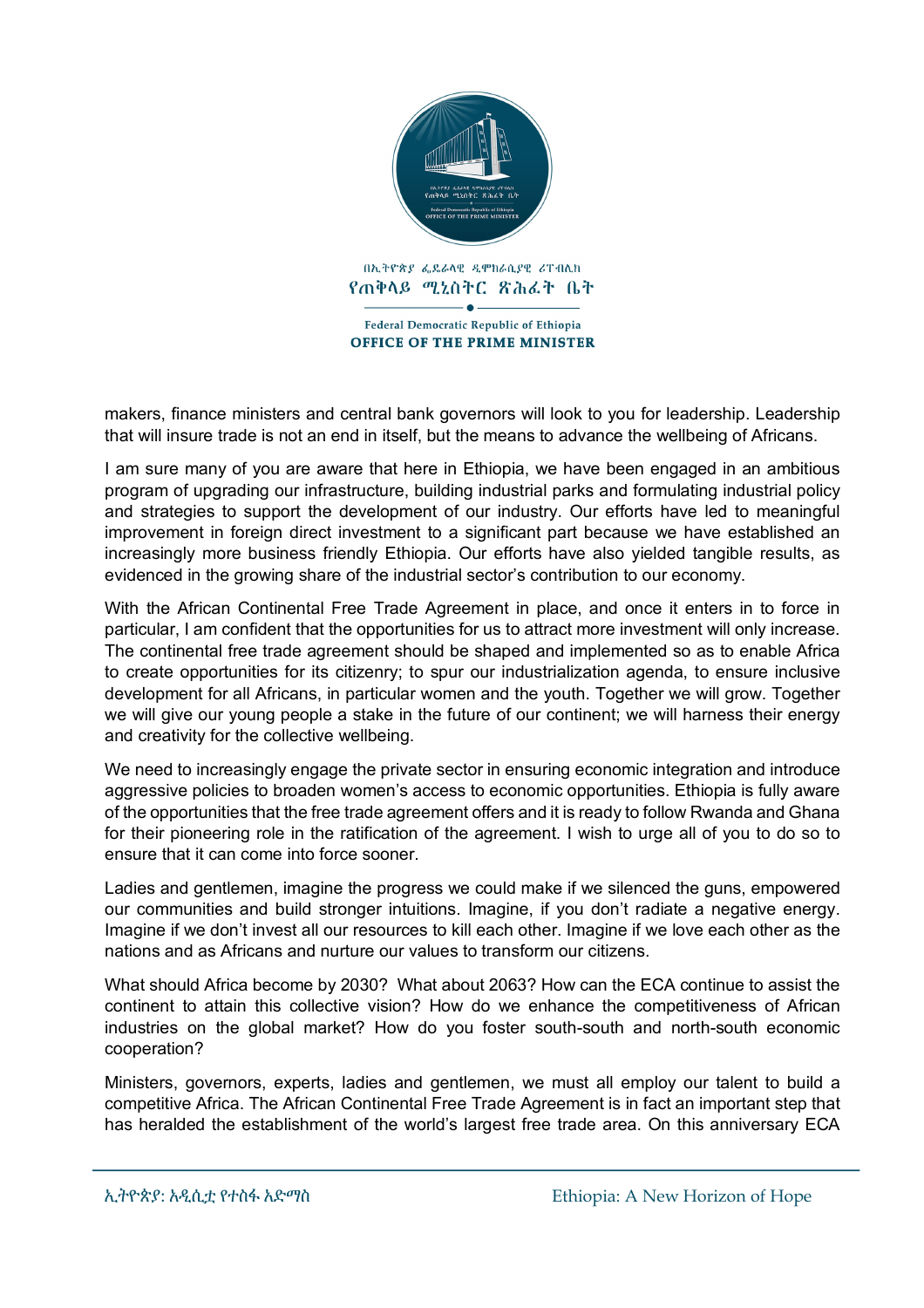makers, finance ministers and central bank governors will look to you for leadership. Leadership that will insure trade is not an end in itself, but the means to advance the wellbeing of Africans.

I am sure many of you are aware that here in Ethiopia, we have been engaged in an ambitious program of upgrading our infrastructure, building industrial parks and formulating industrial policy and strategies to support the development of our industry. Our efforts have led to meaningful improvement in foreign direct investment to a significant part because we have established an increasingly more business friendly Ethiopia. Our efforts have also yielded tangible results, as evidenced in the growing share of the industrial sector's contribution to our economy.

With the African Continental Free Trade Agreement in place, and once it enters in to force in particular, I am confident that the opportunities for us to attract more investment will only increase. The continental free trade agreement should be shaped and implemented so as to enable Africa to create opportunities for its citizenry; to spur our industrialization agenda, to ensure inclusive development for all Africans, in particular women and the youth. Together we will grow. Together we will give our young people a stake in the future of our continent; we will harness their energy and creativity for the collective wellbeing.

We need to increasingly engage the private sector in ensuring economic integration and introduce aggressive policies to broaden women's access to economic opportunities. Ethiopia is fully aware of the opportunities that the free trade agreement offers and it is ready to follow Rwanda and Ghana for their pioneering role in the ratification of the agreement. I wish to urge all of you to do so to ensure that it can come into force sooner.

Ladies and gentlemen, imagine the progress we could make if we silenced the guns, empowered our communities and build stronger intuitions. Imagine, if you don't radiate a negative energy. Imagine if we don't invest all our resources to kill each other. Imagine if we love each other as the nations and as Africans and nurture our values to transform our citizens.

What should Africa become by 2030? What about 2063? How can the ECA continue to assist the continent to attain this collective vision? How do we enhance the competitiveness of African industries on the global market? How do you foster south-south and north-south economic cooperation?

Ministers, governors, experts, ladies and gentlemen, we must all employ our talent to build a competitive Africa. The African Continental Free Trade Agreement is in fact an important step that has heralded the establishment of the world's largest free trade area. On this anniversary ECA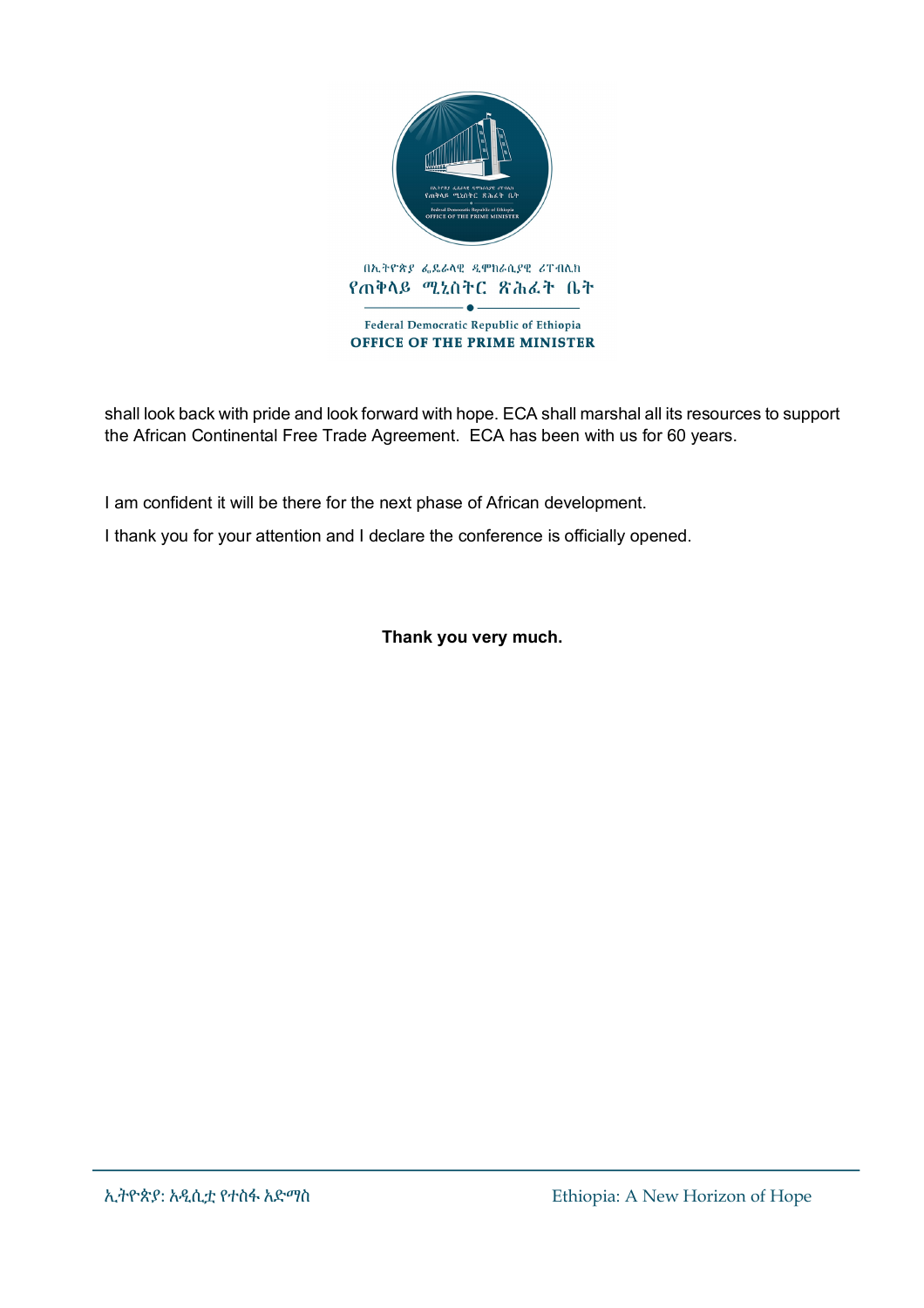shall look back with pride and look forward with hope. ECA shall marshal all its resources to support the African Continental Free Trade Agreement. ECA has been with us for 60 years.

I am confident it will be there for the next phase of African development.

I thank you for your attention and I declare the conference is officially opened.

**Thank you very much.**